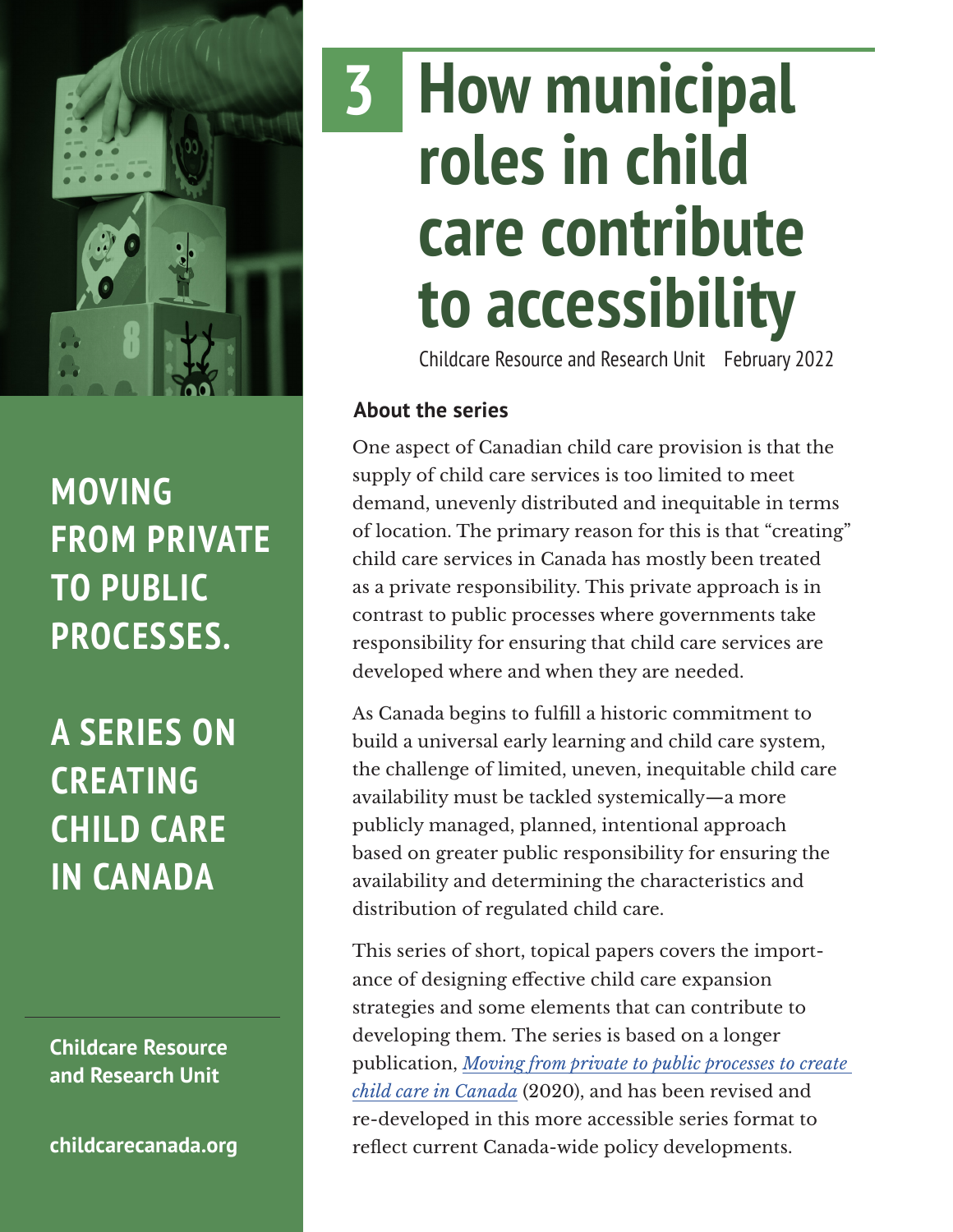# 3 How municipal roles in child care contribute to accessibility

Childcare Resource and Research Unit February 2022

**MOVING FROM PRIVATE TO PUBLIC PROCESSES.**

**A SERIES ON CREATING CHILD CARE IN CANADA**

**Childcare Resource and Research Unit**

**childcarecanada.org**

### About the series

One aspect of Canadian child care provision is that the supply of child care services is too limited to meet demand, unevenly distributed and inequitable in terms of location. The primary reason for this is that "creating" child care services in Canada has mostly been treated as a private responsibility. This private approach is in contrast to public processes where governments take responsibility for ensuring that child care services are developed where and when they are needed.

As Canada begins to fulfill a historic commitment to build a universal early learning and child care system, the challenge of limited, uneven, inequitable child care availability must be tackled systemically—a more publicly managed, planned, intentional approach based on greater public responsibility for ensuring the availability and determining the characteristics and distribution of regulated child care.

This series of short, topical papers covers the importance of designing effective child care expansion strategies and some elements that can contribute to developing them. The series is based on a longer publication, *Moving from private to public processes to create child care in Canada* (2020), and has been revised and re-developed in this more accessible series format to reflect current Canada-wide policy developments.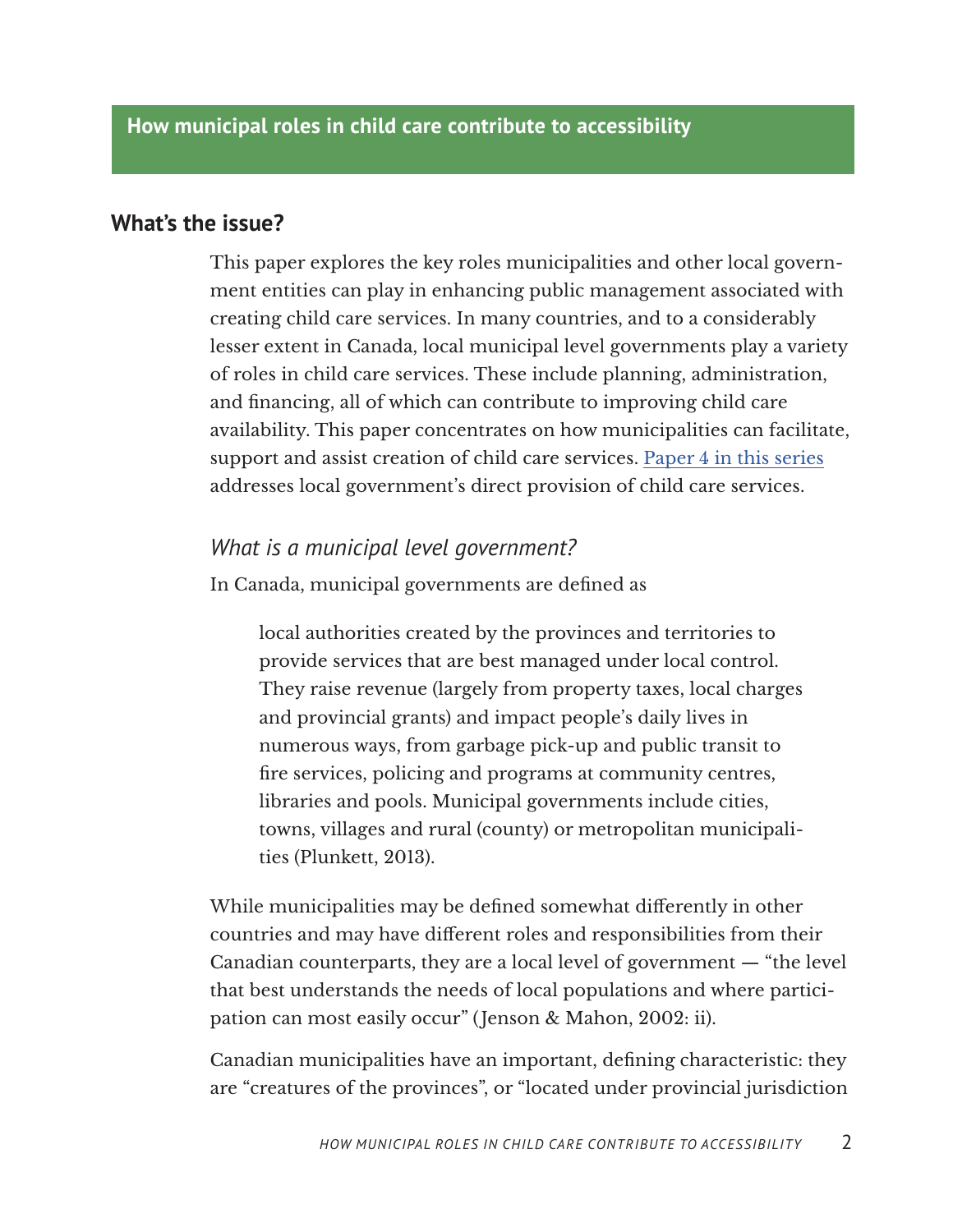## How municipal roles in child care contribute to accessibility

## What's the issue?

This paper explores the key roles municipalities and other local government entities can play in enhancing public management associated with creating child care services. In many countries, and to a considerably lesser extent in Canada, local municipal level governments play a variety of roles in child care services. These include planning, administration, and financing, all of which can contribute to improving child care availability. This paper concentrates on how municipalities can facilitate, support and assist creation of child care services. [Paper 4 in this series] addresses local government's direct provision of child care services.

### *What is a municipal level government?*

In Canada, municipal governments are defined as

> local authorities created by the provinces and territories to provide services that are best managed under local control. They raise revenue (largely from property taxes, local charges and provincial grants) and impact people's daily lives in numerous ways, from garbage pick-up and public transit to fire services, policing and programs at community centres, libraries and pools. Municipal governments include cities, towns, villages and rural (county) or metropolitan municipalities (Plunkett, 2013).

While municipalities may be defined somewhat differently in other countries and may have different roles and responsibilities from their Canadian counterparts, they are a local level of government — "the level that best understands the needs of local populations and where participation can most easily occur" (Jenson & Mahon, 2002: ii).

Canadian municipalities have an important, defining characteristic: they are "creatures of the provinces", or "located under provincial jurisdiction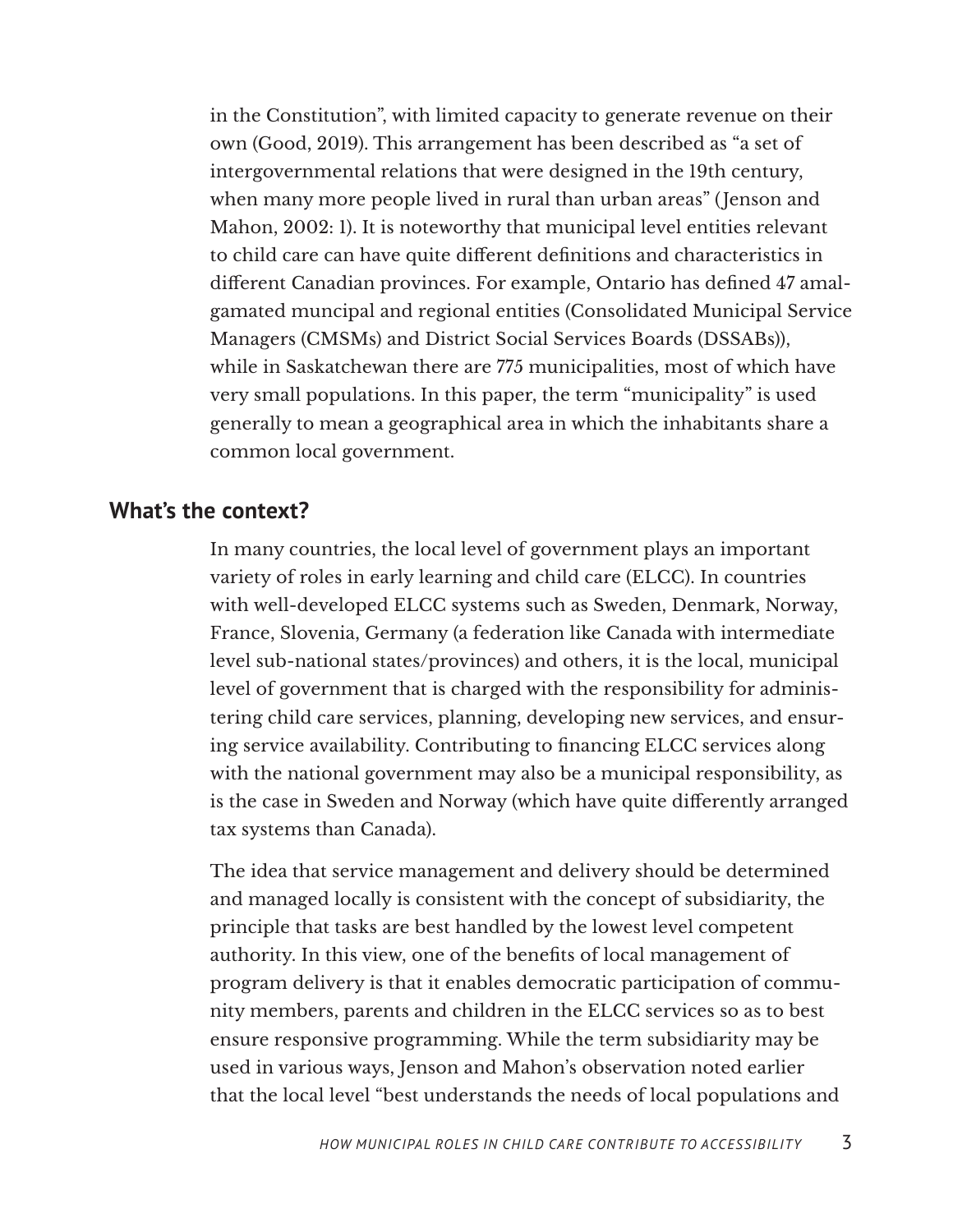in the Constitution", with limited capacity to generate revenue on their own (Good, 2019). This arrangement has been described as "a set of intergovernmental relations that were designed in the 19th century, when many more people lived in rural than urban areas" (Jenson and Mahon, 2002: 1). It is noteworthy that municipal level entities relevant to child care can have quite different definitions and characteristics in different Canadian provinces. For example, Ontario has defined 47 amalgamated muncipal and regional entities (Consolidated Municipal Service Managers (CMSMs) and District Social Services Boards (DSSABs)), while in Saskatchewan there are 775 municipalities, most of which have very small populations. In this paper, the term "municipality" is used generally to mean a geographical area in which the inhabitants share a common local government.

## What's the context?

In many countries, the local level of government plays an important variety of roles in early learning and child care (ELCC). In countries with well-developed ELCC systems such as Sweden, Denmark, Norway, France, Slovenia, Germany (a federation like Canada with intermediate level sub-national states/provinces) and others, it is the local, municipal level of government that is charged with the responsibility for administering child care services, planning, developing new services, and ensuring service availability. Contributing to financing ELCC services along with the national government may also be a municipal responsibility, as is the case in Sweden and Norway (which have quite differently arranged tax systems than Canada).

The idea that service management and delivery should be determined and managed locally is consistent with the concept of subsidiarity, the principle that tasks are best handled by the lowest level competent authority. In this view, one of the benefits of local management of program delivery is that it enables democratic participation of community members, parents and children in the ELCC services so as to best ensure responsive programming. While the term subsidiarity may be used in various ways, Jenson and Mahon's observation noted earlier that the local level "best understands the needs of local populations and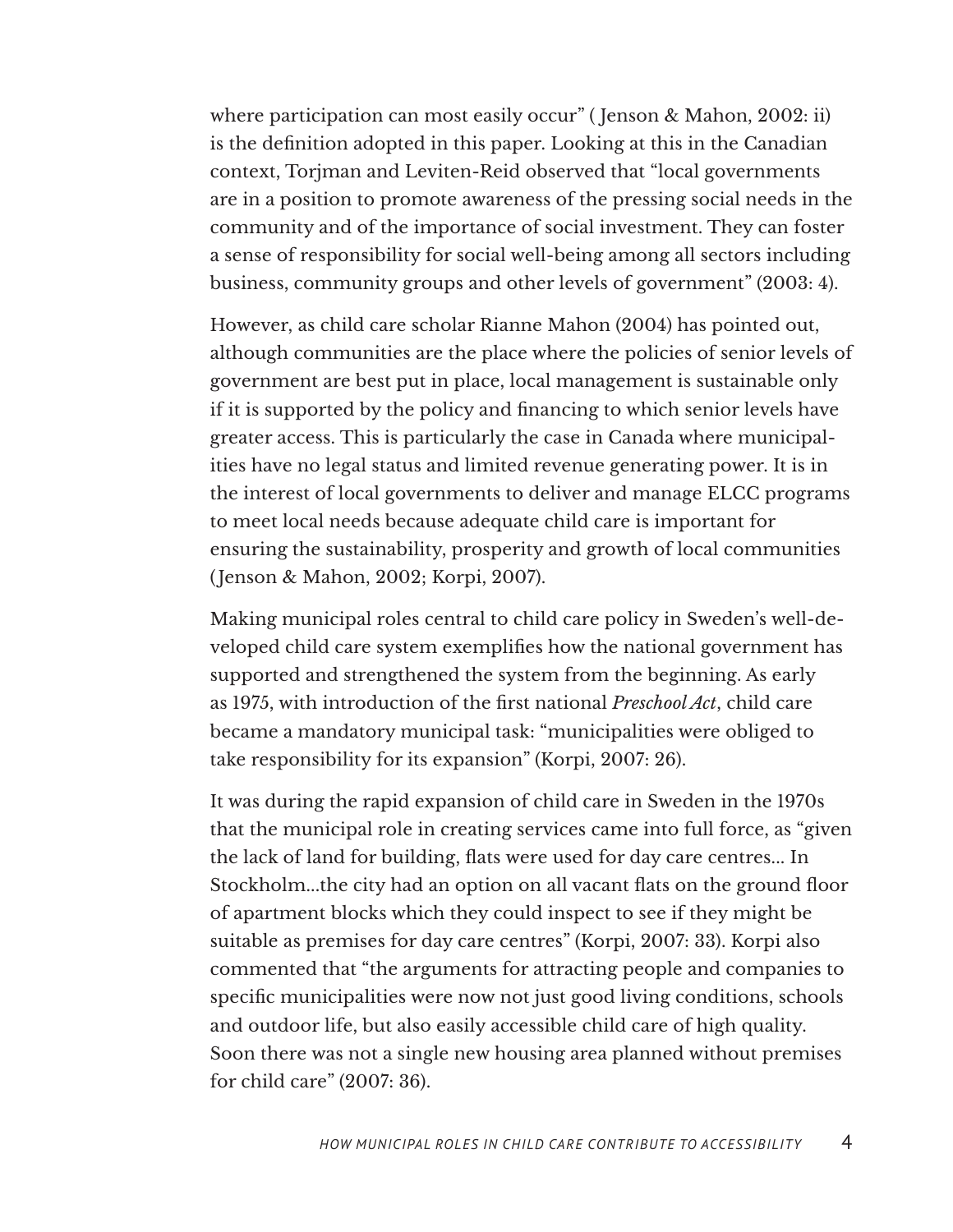where participation can most easily occur" ( Jenson & Mahon, 2002: ii) is the definition adopted in this paper. Looking at this in the Canadian context, Torjman and Leviten-Reid observed that "local governments are in a position to promote awareness of the pressing social needs in the community and of the importance of social investment. They can foster a sense of responsibility for social well-being among all sectors including business, community groups and other levels of government" (2003: 4).

However, as child care scholar Rianne Mahon (2004) has pointed out, although communities are the place where the policies of senior levels of government are best put in place, local management is sustainable only if it is supported by the policy and financing to which senior levels have greater access. This is particularly the case in Canada where municipalities have no legal status and limited revenue generating power. It is in the interest of local governments to deliver and manage ELCC programs to meet local needs because adequate child care is important for ensuring the sustainability, prosperity and growth of local communities (Jenson & Mahon, 2002; Korpi, 2007).

Making municipal roles central to child care policy in Sweden's well-developed child care system exemplifies how the national government has supported and strengthened the system from the beginning. As early as 1975, with introduction of the first national *Preschool Act*, child care became a mandatory municipal task: "municipalities were obliged to take responsibility for its expansion" (Korpi, 2007: 26).

It was during the rapid expansion of child care in Sweden in the 1970s that the municipal role in creating services came into full force, as "given the lack of land for building, flats were used for day care centres... In Stockholm...the city had an option on all vacant flats on the ground floor of apartment blocks which they could inspect to see if they might be suitable as premises for day care centres" (Korpi, 2007: 33). Korpi also commented that "the arguments for attracting people and companies to specific municipalities were now not just good living conditions, schools and outdoor life, but also easily accessible child care of high quality. Soon there was not a single new housing area planned without premises for child care" (2007: 36).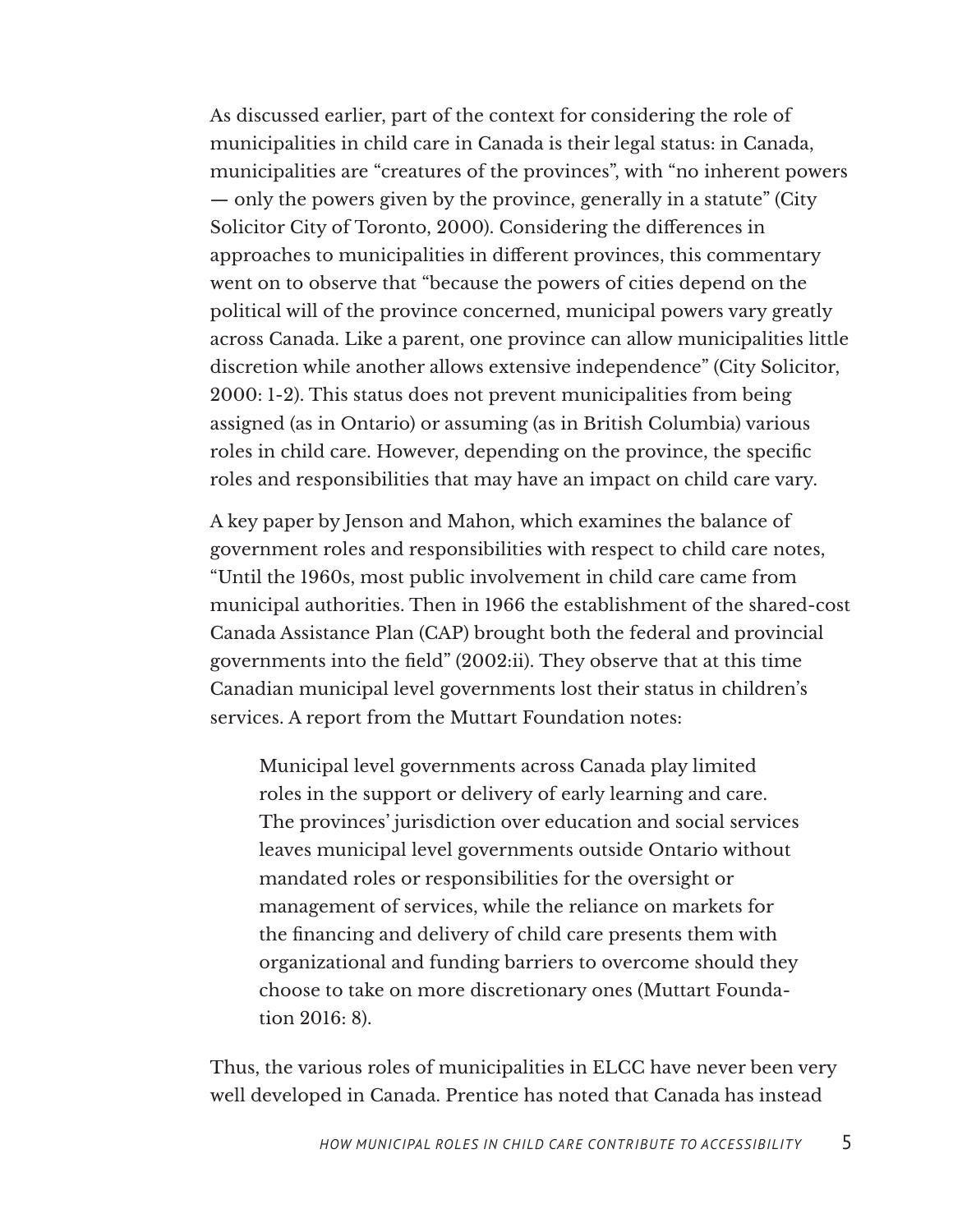As discussed earlier, part of the context for considering the role of municipalities in child care in Canada is their legal status: in Canada, municipalities are "creatures of the provinces", with "no inherent powers — only the powers given by the province, generally in a statute" (City Solicitor City of Toronto, 2000). Considering the differences in approaches to municipalities in different provinces, this commentary went on to observe that "because the powers of cities depend on the political will of the province concerned, municipal powers vary greatly across Canada. Like a parent, one province can allow municipalities little discretion while another allows extensive independence" (City Solicitor, 2000: 1-2). This status does not prevent municipalities from being assigned (as in Ontario) or assuming (as in British Columbia) various roles in child care. However, depending on the province, the specific roles and responsibilities that may have an impact on child care vary.

A key paper by Jenson and Mahon, which examines the balance of government roles and responsibilities with respect to child care notes, "Until the 1960s, most public involvement in child care came from municipal authorities. Then in 1966 the establishment of the shared-cost Canada Assistance Plan (CAP) brought both the federal and provincial governments into the field" (2002:ii). They observe that at this time Canadian municipal level governments lost their status in children's services. A report from the Muttart Foundation notes:

> Municipal level governments across Canada play limited roles in the support or delivery of early learning and care. The provinces' jurisdiction over education and social services leaves municipal level governments outside Ontario without mandated roles or responsibilities for the oversight or management of services, while the reliance on markets for the financing and delivery of child care presents them with organizational and funding barriers to overcome should they choose to take on more discretionary ones (Muttart Foundation 2016: 8).

Thus, the various roles of municipalities in ELCC have never been very well developed in Canada. Prentice has noted that Canada has instead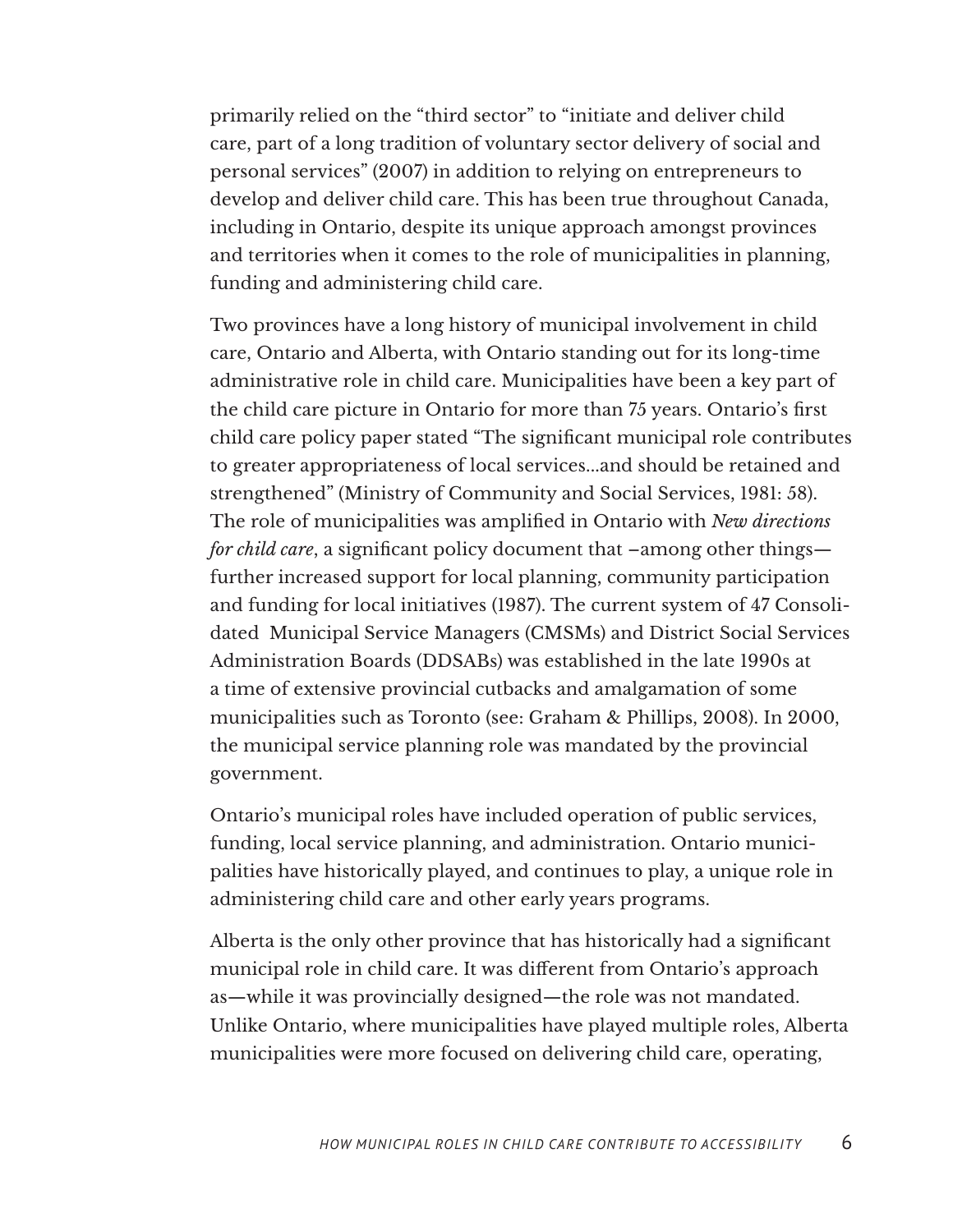primarily relied on the "third sector" to "initiate and deliver child care, part of a long tradition of voluntary sector delivery of social and personal services" (2007) in addition to relying on entrepreneurs to develop and deliver child care. This has been true throughout Canada, including in Ontario, despite its unique approach amongst provinces and territories when it comes to the role of municipalities in planning, funding and administering child care.

Two provinces have a long history of municipal involvement in child care, Ontario and Alberta, with Ontario standing out for its long-time administrative role in child care. Municipalities have been a key part of the child care picture in Ontario for more than 75 years. Ontario's first child care policy paper stated "The significant municipal role contributes to greater appropriateness of local services...and should be retained and strengthened" (Ministry of Community and Social Services, 1981: 58). The role of municipalities was amplified in Ontario with *New directions for child care*, a significant policy document that –among other things—further increased support for local planning, community participation and funding for local initiatives (1987). The current system of 47 Consolidated Municipal Service Managers (CMSMs) and District Social Services Administration Boards (DDSABs) was established in the late 1990s at a time of extensive provincial cutbacks and amalgamation of some municipalities such as Toronto (see: Graham & Phillips, 2008). In 2000, the municipal service planning role was mandated by the provincial government.

Ontario's municipal roles have included operation of public services, funding, local service planning, and administration. Ontario municipalities have historically played, and continues to play, a unique role in administering child care and other early years programs.

Alberta is the only other province that has historically had a significant municipal role in child care. It was different from Ontario's approach as—while it was provincially designed—the role was not mandated. Unlike Ontario, where municipalities have played multiple roles, Alberta municipalities were more focused on delivering child care, operating,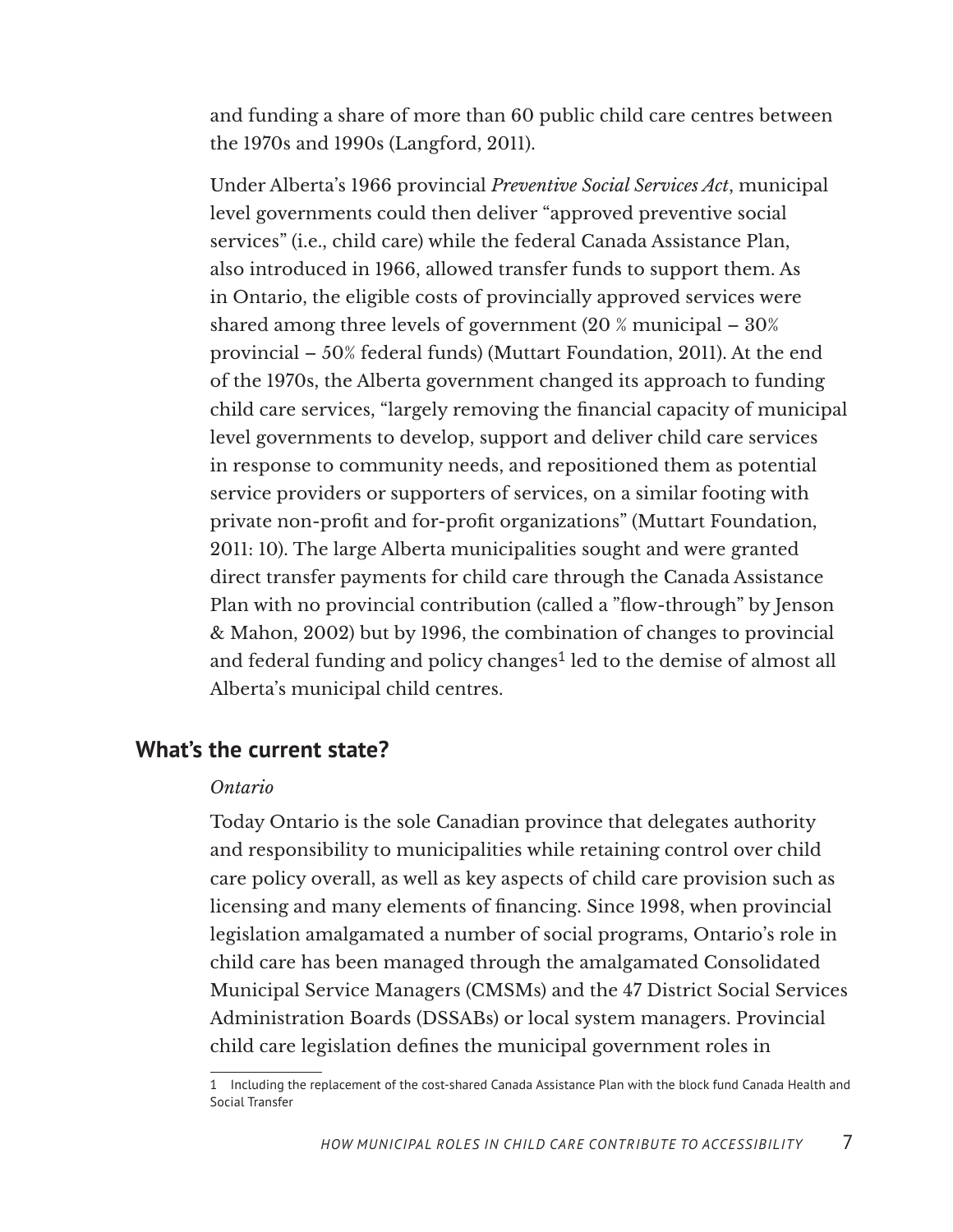and funding a share of more than 60 public child care centres between the 1970s and 1990s (Langford, 2011).

Under Alberta's 1966 provincial *Preventive Social Services Act*, municipal level governments could then deliver "approved preventive social services" (i.e., child care) while the federal Canada Assistance Plan, also introduced in 1966, allowed transfer funds to support them. As in Ontario, the eligible costs of provincially approved services were shared among three levels of government (20 % municipal – 30% provincial – 50% federal funds) (Muttart Foundation, 2011). At the end of the 1970s, the Alberta government changed its approach to funding child care services, "largely removing the financial capacity of municipal level governments to develop, support and deliver child care services in response to community needs, and repositioned them as potential service providers or supporters of services, on a similar footing with private non-profit and for-profit organizations" (Muttart Foundation, 2011: 10). The large Alberta municipalities sought and were granted direct transfer payments for child care through the Canada Assistance Plan with no provincial contribution (called a "flow-through" by Jenson & Mahon, 2002) but by 1996, the combination of changes to provincial and federal funding and policy changes[1] led to the demise of almost all Alberta's municipal child centres.

## What's the current state?

*Ontario*

Today Ontario is the sole Canadian province that delegates authority and responsibility to municipalities while retaining control over child care policy overall, as well as key aspects of child care provision such as licensing and many elements of financing. Since 1998, when provincial legislation amalgamated a number of social programs, Ontario's role in child care has been managed through the amalgamated Consolidated Municipal Service Managers (CMSMs) and the 47 District Social Services Administration Boards (DSSABs) or local system managers. Provincial child care legislation defines the municipal government roles in

[1] Including the replacement of the cost-shared Canada Assistance Plan with the block fund Canada Health and Social Transfer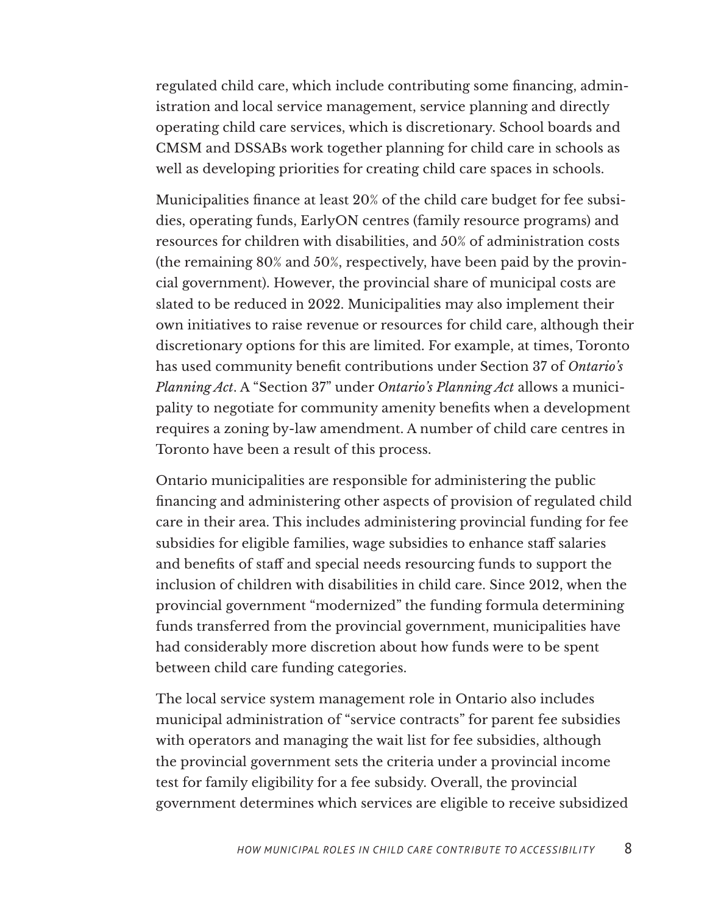regulated child care, which include contributing some financing, administration and local service management, service planning and directly operating child care services, which is discretionary. School boards and CMSM and DSSABs work together planning for child care in schools as well as developing priorities for creating child care spaces in schools.

Municipalities finance at least 20% of the child care budget for fee subsidies, operating funds, EarlyON centres (family resource programs) and resources for children with disabilities, and 50% of administration costs (the remaining 80% and 50%, respectively, have been paid by the provincial government). However, the provincial share of municipal costs are slated to be reduced in 2022. Municipalities may also implement their own initiatives to raise revenue or resources for child care, although their discretionary options for this are limited. For example, at times, Toronto has used community benefit contributions under Section 37 of *Ontario's Planning Act*. A "Section 37" under *Ontario's Planning Act* allows a municipality to negotiate for community amenity benefits when a development requires a zoning by-law amendment. A number of child care centres in Toronto have been a result of this process.

Ontario municipalities are responsible for administering the public financing and administering other aspects of provision of regulated child care in their area. This includes administering provincial funding for fee subsidies for eligible families, wage subsidies to enhance staff salaries and benefits of staff and special needs resourcing funds to support the inclusion of children with disabilities in child care. Since 2012, when the provincial government "modernized" the funding formula determining funds transferred from the provincial government, municipalities have had considerably more discretion about how funds were to be spent between child care funding categories.

The local service system management role in Ontario also includes municipal administration of "service contracts" for parent fee subsidies with operators and managing the wait list for fee subsidies, although the provincial government sets the criteria under a provincial income test for family eligibility for a fee subsidy. Overall, the provincial government determines which services are eligible to receive subsidized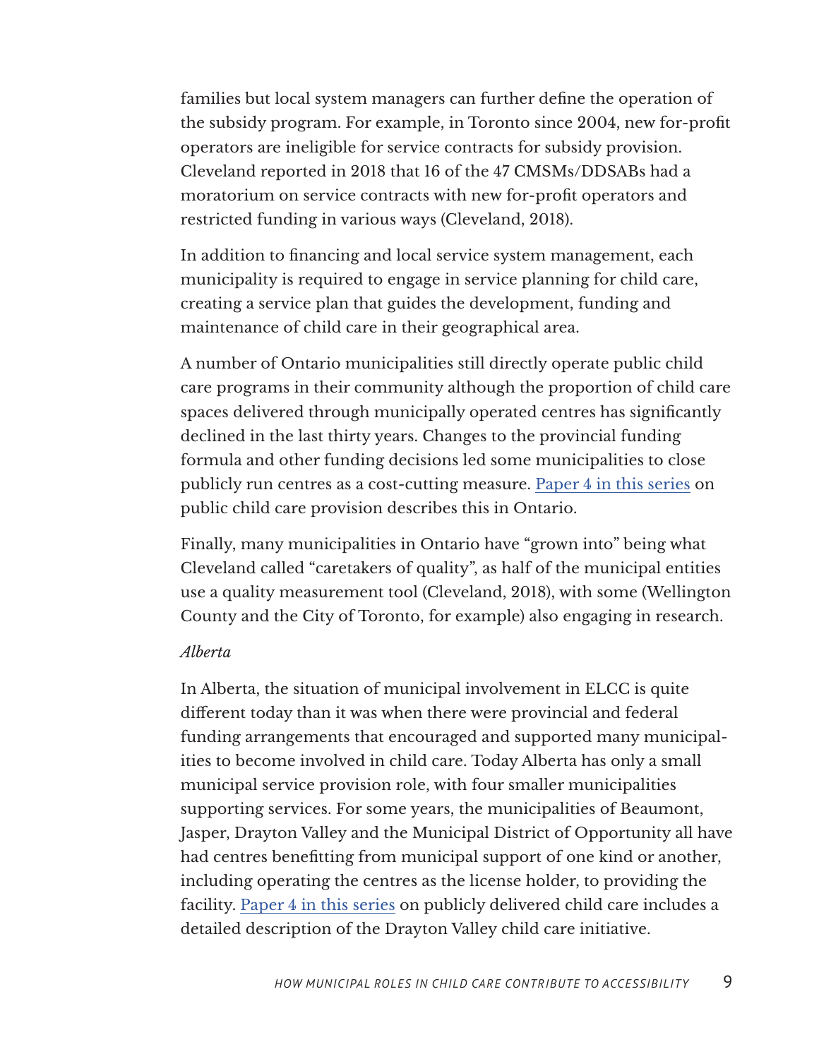families but local system managers can further define the operation of the subsidy program. For example, in Toronto since 2004, new for-profit operators are ineligible for service contracts for subsidy provision. Cleveland reported in 2018 that 16 of the 47 CMSMs/DDSABs had a moratorium on service contracts with new for-profit operators and restricted funding in various ways (Cleveland, 2018).

In addition to financing and local service system management, each municipality is required to engage in service planning for child care, creating a service plan that guides the development, funding and maintenance of child care in their geographical area.

A number of Ontario municipalities still directly operate public child care programs in their community although the proportion of child care spaces delivered through municipally operated centres has significantly declined in the last thirty years. Changes to the provincial funding formula and other funding decisions led some municipalities to close publicly run centres as a cost-cutting measure. [Paper 4 in this series] on public child care provision describes this in Ontario.

Finally, many municipalities in Ontario have "grown into" being what Cleveland called "caretakers of quality", as half of the municipal entities use a quality measurement tool (Cleveland, 2018), with some (Wellington County and the City of Toronto, for example) also engaging in research.

*Alberta*

In Alberta, the situation of municipal involvement in ELCC is quite different today than it was when there were provincial and federal funding arrangements that encouraged and supported many municipalities to become involved in child care. Today Alberta has only a small municipal service provision role, with four smaller municipalities supporting services. For some years, the municipalities of Beaumont, Jasper, Drayton Valley and the Municipal District of Opportunity all have had centres benefitting from municipal support of one kind or another, including operating the centres as the license holder, to providing the facility. [Paper 4 in this series] on publicly delivered child care includes a detailed description of the Drayton Valley child care initiative.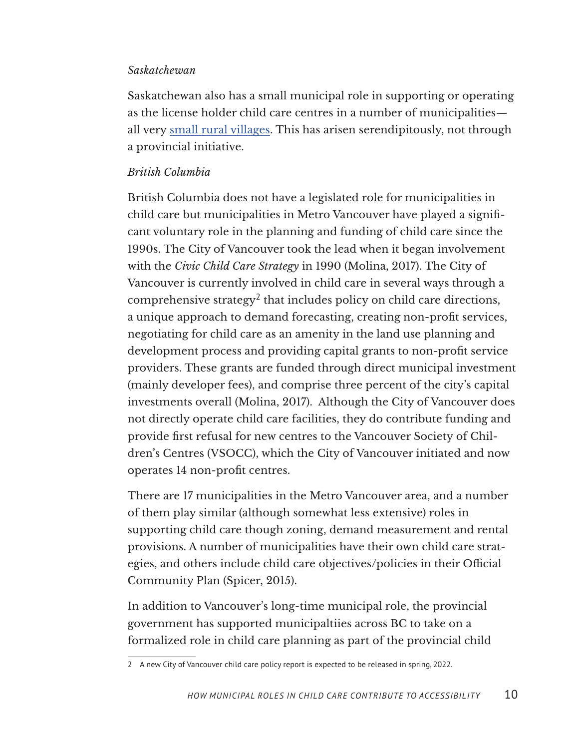*Saskatchewan*

Saskatchewan also has a small municipal role in supporting or operating as the license holder child care centres in a number of municipalities—all very small rural villages. This has arisen serendipitously, not through a provincial initiative.

*British Columbia*

British Columbia does not have a legislated role for municipalities in child care but municipalities in Metro Vancouver have played a significant voluntary role in the planning and funding of child care since the 1990s. The City of Vancouver took the lead when it began involvement with the *Civic Child Care Strategy* in 1990 (Molina, 2017). The City of Vancouver is currently involved in child care in several ways through a comprehensive strategy[2] that includes policy on child care directions, a unique approach to demand forecasting, creating non-profit services, negotiating for child care as an amenity in the land use planning and development process and providing capital grants to non-profit service providers. These grants are funded through direct municipal investment (mainly developer fees), and comprise three percent of the city's capital investments overall (Molina, 2017). Although the City of Vancouver does not directly operate child care facilities, they do contribute funding and provide first refusal for new centres to the Vancouver Society of Children's Centres (VSOCC), which the City of Vancouver initiated and now operates 14 non-profit centres.

There are 17 municipalities in the Metro Vancouver area, and a number of them play similar (although somewhat less extensive) roles in supporting child care though zoning, demand measurement and rental provisions. A number of municipalities have their own child care strategies, and others include child care objectives/policies in their Official Community Plan (Spicer, 2015).

In addition to Vancouver's long-time municipal role, the provincial government has supported municipaltiies across BC to take on a formalized role in child care planning as part of the provincial child

---

[2] A new City of Vancouver child care policy report is expected to be released in spring, 2022.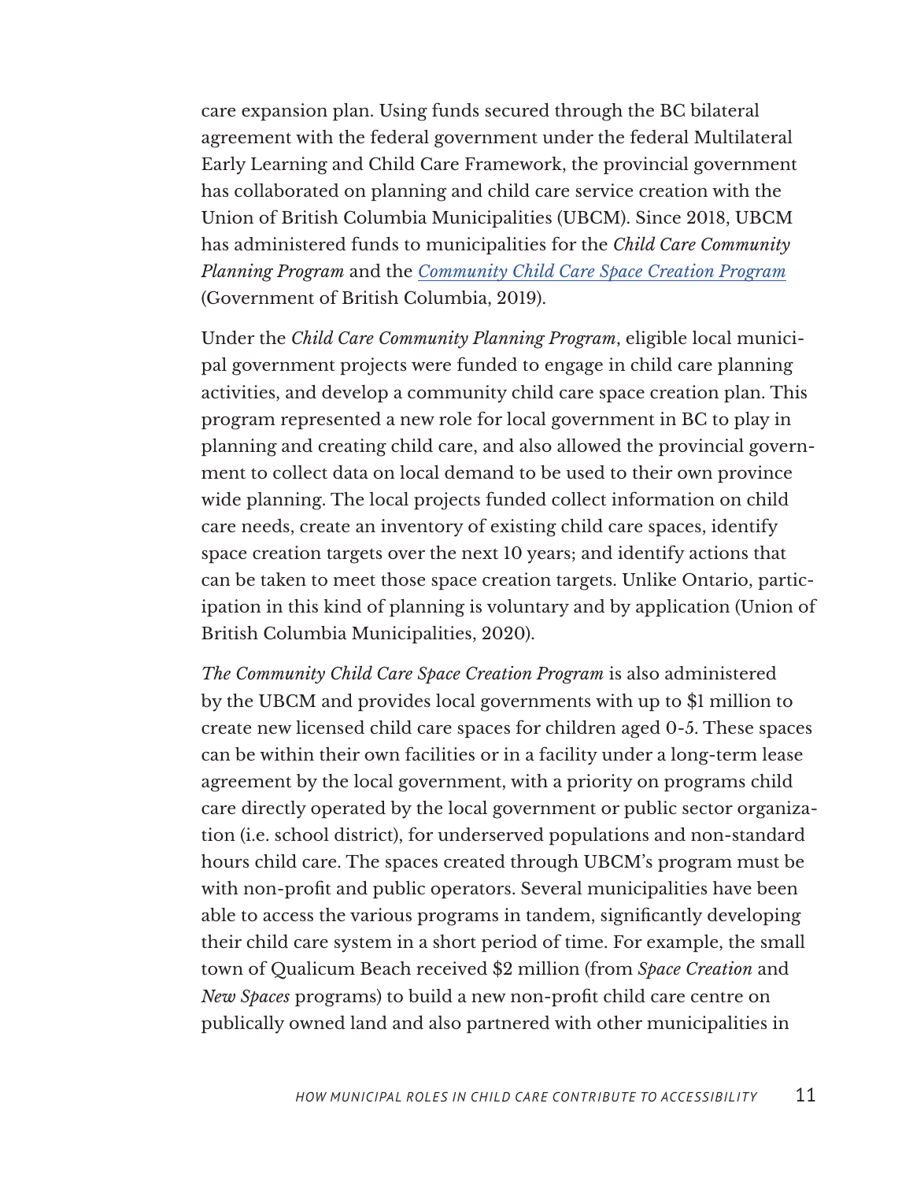care expansion plan. Using funds secured through the BC bilateral agreement with the federal government under the federal Multilateral Early Learning and Child Care Framework, the provincial government has collaborated on planning and child care service creation with the Union of British Columbia Municipalities (UBCM). Since 2018, UBCM has administered funds to municipalities for the *Child Care Community Planning Program* and the *[Community Child Care Space Creation Program](#)* (Government of British Columbia, 2019).

Under the *Child Care Community Planning Program*, eligible local municipal government projects were funded to engage in child care planning activities, and develop a community child care space creation plan. This program represented a new role for local government in BC to play in planning and creating child care, and also allowed the provincial government to collect data on local demand to be used to their own province wide planning. The local projects funded collect information on child care needs, create an inventory of existing child care spaces, identify space creation targets over the next 10 years; and identify actions that can be taken to meet those space creation targets. Unlike Ontario, participation in this kind of planning is voluntary and by application (Union of British Columbia Municipalities, 2020).

*The Community Child Care Space Creation Program* is also administered by the UBCM and provides local governments with up to $1 million to create new licensed child care spaces for children aged 0-5. These spaces can be within their own facilities or in a facility under a long-term lease agreement by the local government, with a priority on programs child care directly operated by the local government or public sector organization (i.e. school district), for underserved populations and non-standard hours child care. The spaces created through UBCM's program must be with non-profit and public operators. Several municipalities have been able to access the various programs in tandem, significantly developing their child care system in a short period of time. For example, the small town of Qualicum Beach received $2 million (from *Space Creation* and *New Spaces* programs) to build a new non-profit child care centre on publically owned land and also partnered with other municipalities in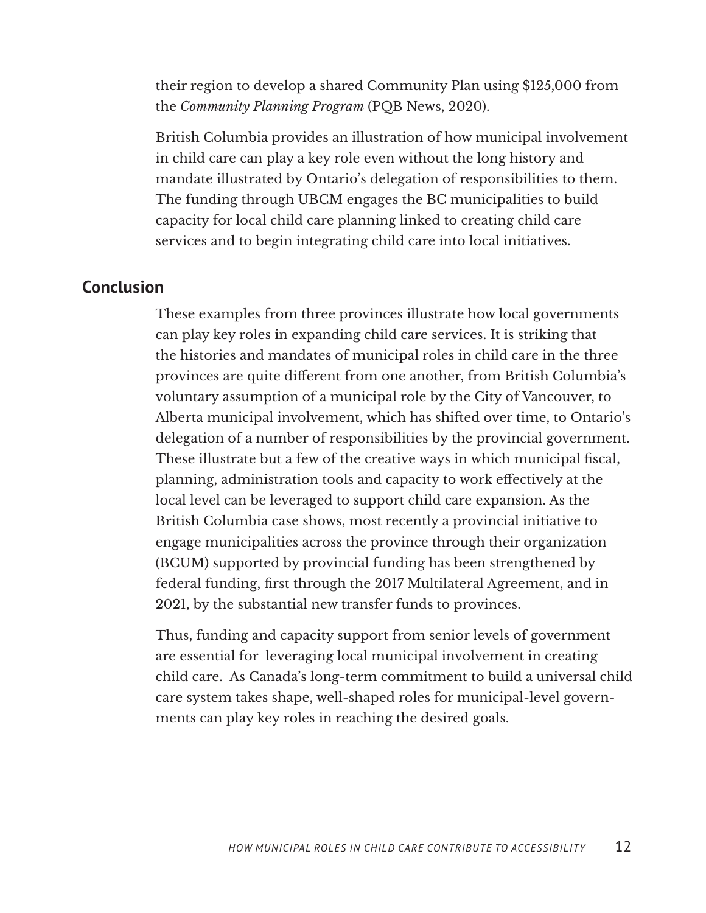their region to develop a shared Community Plan using $125,000 from the *Community Planning Program* (PQB News, 2020).

British Columbia provides an illustration of how municipal involvement in child care can play a key role even without the long history and mandate illustrated by Ontario's delegation of responsibilities to them. The funding through UBCM engages the BC municipalities to build capacity for local child care planning linked to creating child care services and to begin integrating child care into local initiatives.

## Conclusion

These examples from three provinces illustrate how local governments can play key roles in expanding child care services. It is striking that the histories and mandates of municipal roles in child care in the three provinces are quite different from one another, from British Columbia's voluntary assumption of a municipal role by the City of Vancouver, to Alberta municipal involvement, which has shifted over time, to Ontario's delegation of a number of responsibilities by the provincial government. These illustrate but a few of the creative ways in which municipal fiscal, planning, administration tools and capacity to work effectively at the local level can be leveraged to support child care expansion. As the British Columbia case shows, most recently a provincial initiative to engage municipalities across the province through their organization (BCUM) supported by provincial funding has been strengthened by federal funding, first through the 2017 Multilateral Agreement, and in 2021, by the substantial new transfer funds to provinces.

Thus, funding and capacity support from senior levels of government are essential for leveraging local municipal involvement in creating child care. As Canada's long-term commitment to build a universal child care system takes shape, well-shaped roles for municipal-level governments can play key roles in reaching the desired goals.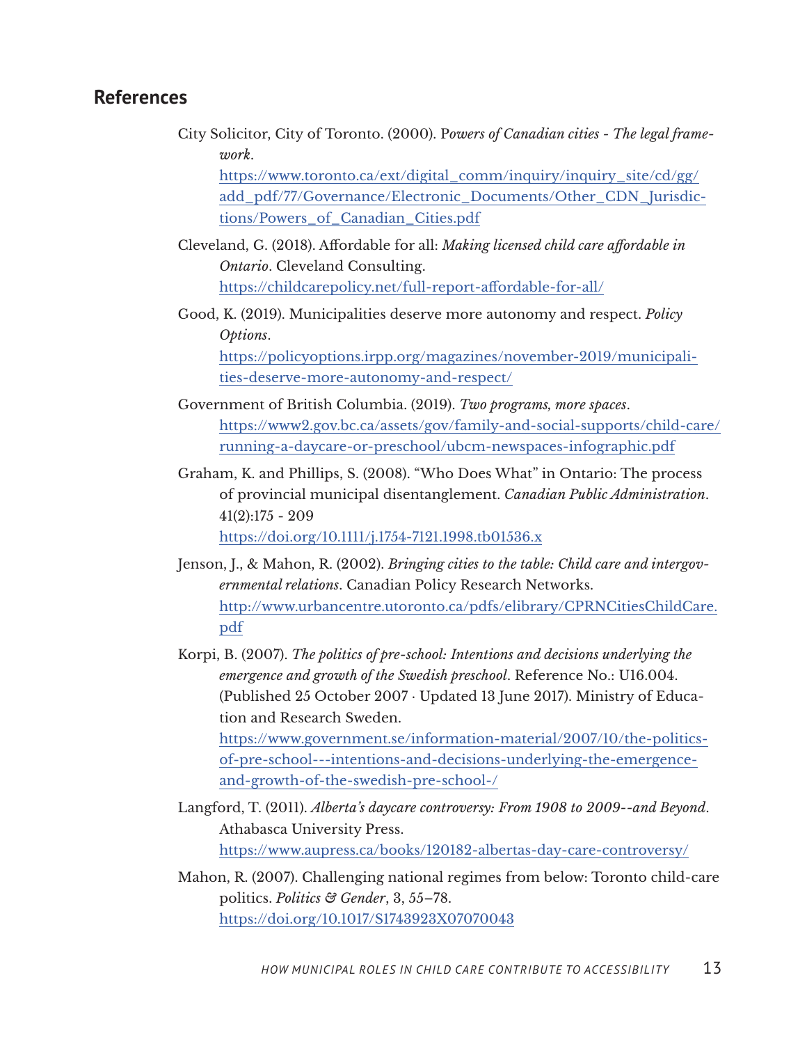## References

City Solicitor, City of Toronto. (2000). P*owers of Canadian cities - The legal framework*. https://www.toronto.ca/ext/digital_comm/inquiry/inquiry_site/cd/gg/add_pdf/77/Governance/Electronic_Documents/Other_CDN_Jurisdictions/Powers_of_Canadian_Cities.pdf

Cleveland, G. (2018). Affordable for all: *Making licensed child care affordable in Ontario*. Cleveland Consulting. https://childcarepolicy.net/full-report-affordable-for-all/

Good, K. (2019). Municipalities deserve more autonomy and respect. *Policy Options*. https://policyoptions.irpp.org/magazines/november-2019/municipalities-deserve-more-autonomy-and-respect/

Government of British Columbia. (2019). *Two programs, more spaces*. https://www2.gov.bc.ca/assets/gov/family-and-social-supports/child-care/running-a-daycare-or-preschool/ubcm-newspaces-infographic.pdf

Graham, K. and Phillips, S. (2008). "Who Does What" in Ontario: The process of provincial municipal disentanglement. *Canadian Public Administration*. 41(2):175 - 209 https://doi.org/10.1111/j.1754-7121.1998.tb01536.x

Jenson, J., & Mahon, R. (2002). *Bringing cities to the table: Child care and intergovernmental relations*. Canadian Policy Research Networks. http://www.urbancentre.utoronto.ca/pdfs/elibrary/CPRNCitiesChildCare.pdf

Korpi, B. (2007). *The politics of pre-school: Intentions and decisions underlying the emergence and growth of the Swedish preschool*. Reference No.: U16.004. (Published 25 October 2007 · Updated 13 June 2017). Ministry of Education and Research Sweden. https://www.government.se/information-material/2007/10/the-politics-of-pre-school---intentions-and-decisions-underlying-the-emergence-and-growth-of-the-swedish-pre-school-/

Langford, T. (2011). *Alberta's daycare controversy: From 1908 to 2009--and Beyond*. Athabasca University Press. https://www.aupress.ca/books/120182-albertas-day-care-controversy/

Mahon, R. (2007). Challenging national regimes from below: Toronto child-care politics. *Politics & Gender*, 3, 55–78. https://doi.org/10.1017/S1743923X07070043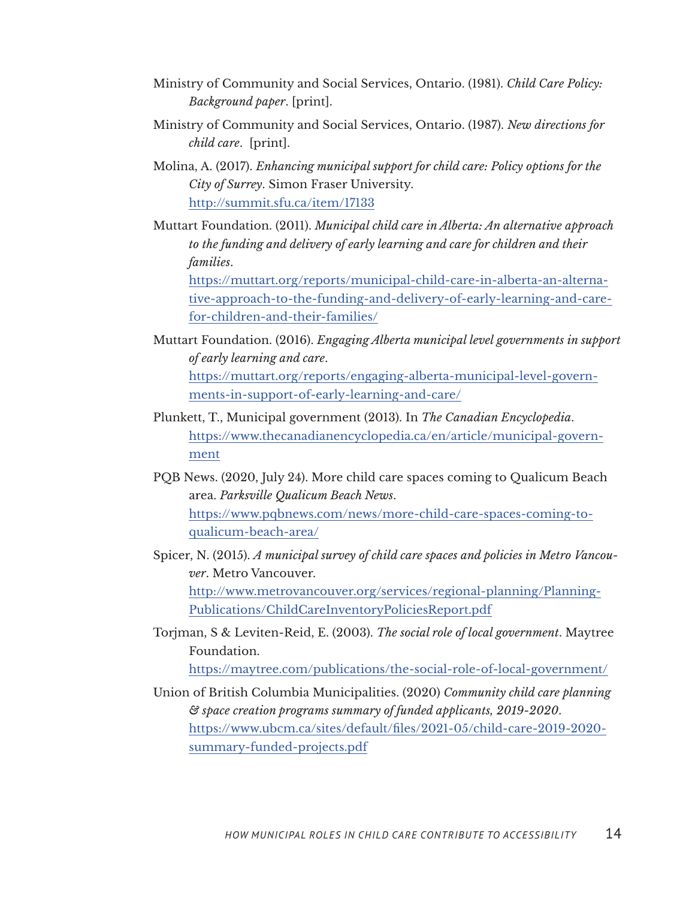Ministry of Community and Social Services, Ontario. (1981). *Child Care Policy: Background paper*. [print].

Ministry of Community and Social Services, Ontario. (1987). *New directions for child care*. [print].

Molina, A. (2017). *Enhancing municipal support for child care: Policy options for the City of Surrey*. Simon Fraser University. http://summit.sfu.ca/item/17133

Muttart Foundation. (2011). *Municipal child care in Alberta: An alternative approach to the funding and delivery of early learning and care for children and their families*. https://muttart.org/reports/municipal-child-care-in-alberta-an-alternative-approach-to-the-funding-and-delivery-of-early-learning-and-care-for-children-and-their-families/

Muttart Foundation. (2016). *Engaging Alberta municipal level governments in support of early learning and care*. https://muttart.org/reports/engaging-alberta-municipal-level-governments-in-support-of-early-learning-and-care/

Plunkett, T., Municipal government (2013). In *The Canadian Encyclopedia*. https://www.thecanadianencyclopedia.ca/en/article/municipal-government

PQB News. (2020, July 24). More child care spaces coming to Qualicum Beach area. *Parksville Qualicum Beach News*. https://www.pqbnews.com/news/more-child-care-spaces-coming-to-qualicum-beach-area/

Spicer, N. (2015). *A municipal survey of child care spaces and policies in Metro Vancouver*. Metro Vancouver. http://www.metrovancouver.org/services/regional-planning/Planning-Publications/ChildCareInventoryPoliciesReport.pdf

Torjman, S & Leviten-Reid, E. (2003). *The social role of local government*. Maytree Foundation. https://maytree.com/publications/the-social-role-of-local-government/

Union of British Columbia Municipalities. (2020) *Community child care planning & space creation programs summary of funded applicants, 2019-2020*. https://www.ubcm.ca/sites/default/files/2021-05/child-care-2019-2020-summary-funded-projects.pdf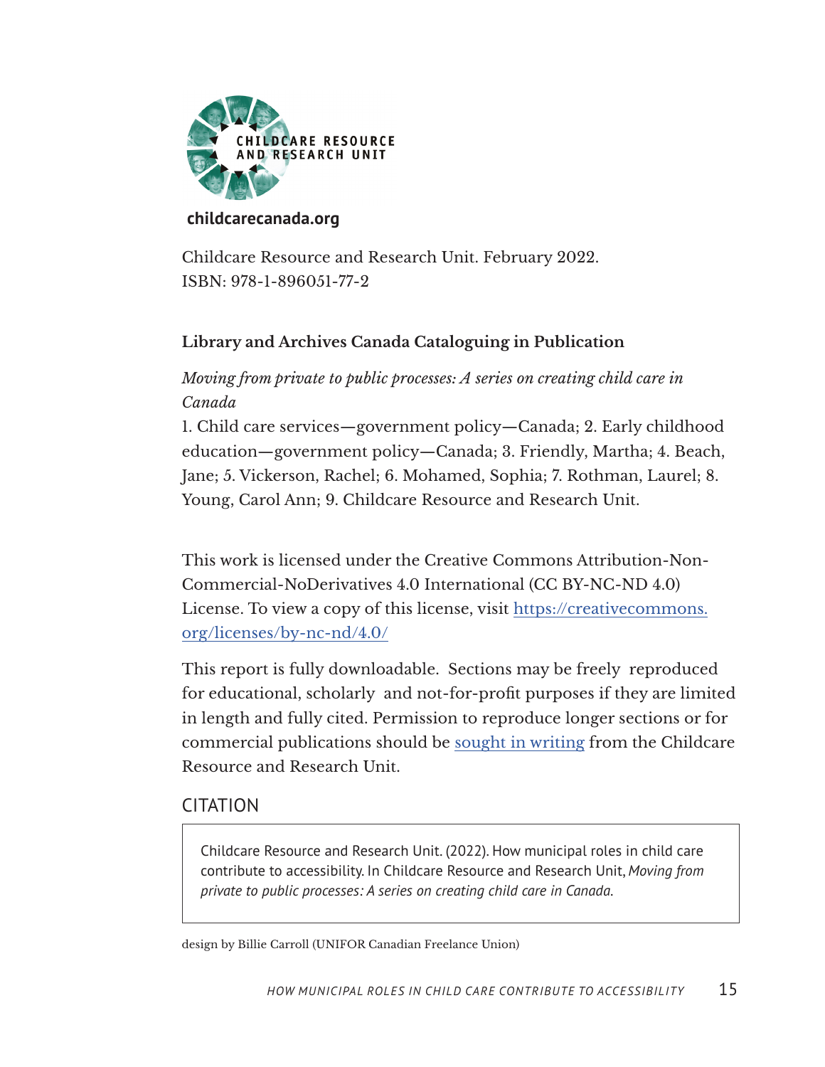CHILDCARE RESOURCE AND RESEARCH UNIT

**childcarecanada.org**

Childcare Resource and Research Unit. February 2022.
ISBN: 978-1-896051-77-2

**Library and Archives Canada Cataloguing in Publication**

*Moving from private to public processes: A series on creating child care in Canada*

1. Child care services—government policy—Canada; 2. Early childhood education—government policy—Canada; 3. Friendly, Martha; 4. Beach, Jane; 5. Vickerson, Rachel; 6. Mohamed, Sophia; 7. Rothman, Laurel; 8. Young, Carol Ann; 9. Childcare Resource and Research Unit.

This work is licensed under the Creative Commons Attribution-Non-Commercial-NoDerivatives 4.0 International (CC BY-NC-ND 4.0) License. To view a copy of this license, visit [https://creativecommons.org/licenses/by-nc-nd/4.0/](https://creativecommons.org/licenses/by-nc-nd/4.0/)

This report is fully downloadable. Sections may be freely reproduced for educational, scholarly and not-for-profit purposes if they are limited in length and fully cited. Permission to reproduce longer sections or for commercial publications should be sought in writing from the Childcare Resource and Research Unit.

## CITATION

> Childcare Resource and Research Unit. (2022). How municipal roles in child care contribute to accessibility. In Childcare Resource and Research Unit, *Moving from private to public processes: A series on creating child care in Canada.*

design by Billie Carroll (UNIFOR Canadian Freelance Union)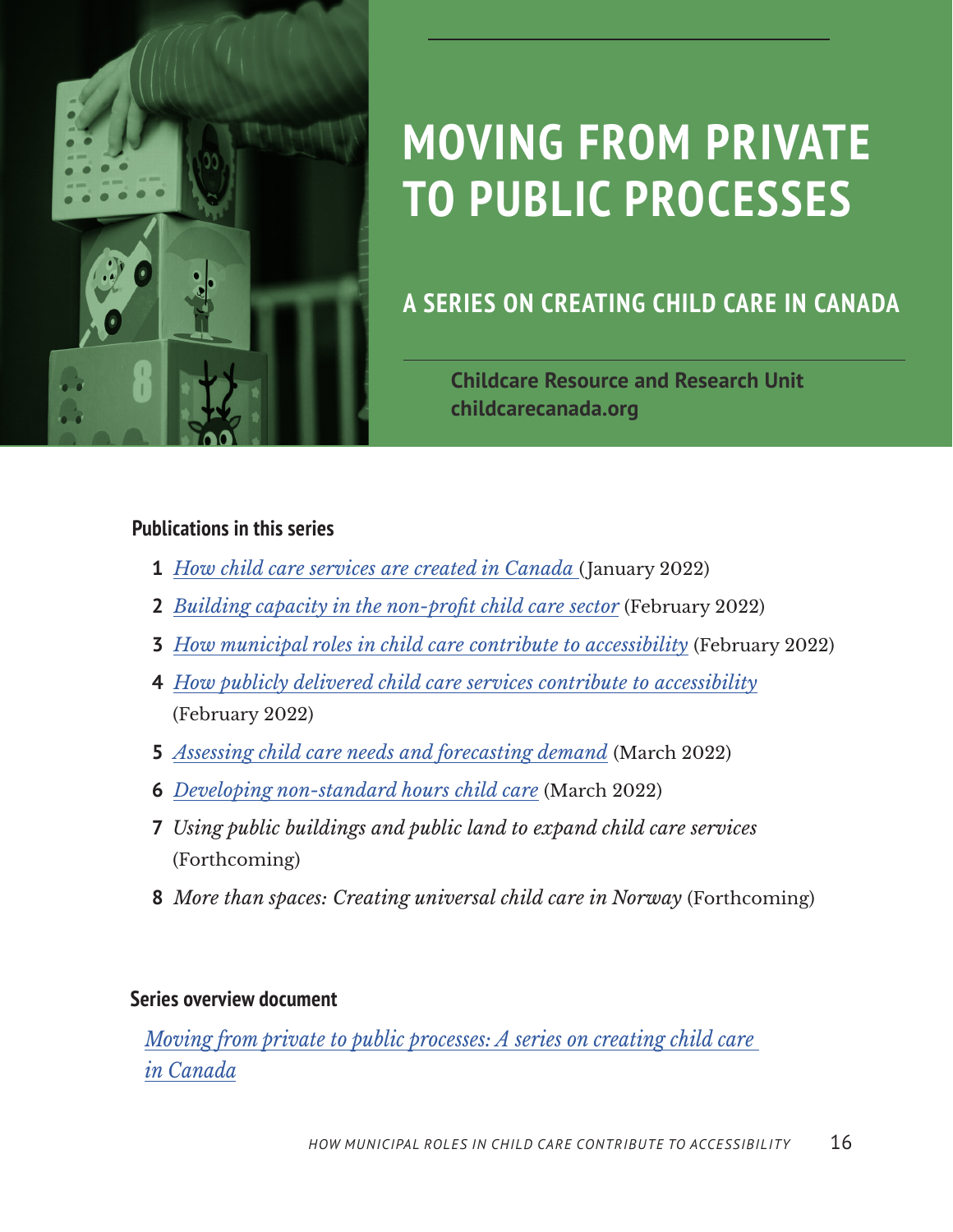# MOVING FROM PRIVATE TO PUBLIC PROCESSES

## A SERIES ON CREATING CHILD CARE IN CANADA

**Childcare Resource and Research Unit**
**childcarecanada.org**

### Publications in this series

1. *How child care services are created in Canada* (January 2022)
2. *Building capacity in the non-profit child care sector* (February 2022)
3. *How municipal roles in child care contribute to accessibility* (February 2022)
4. *How publicly delivered child care services contribute to accessibility* (February 2022)
5. *Assessing child care needs and forecasting demand* (March 2022)
6. *Developing non-standard hours child care* (March 2022)
7. *Using public buildings and public land to expand child care services* (Forthcoming)
8. *More than spaces: Creating universal child care in Norway* (Forthcoming)

### Series overview document

*Moving from private to public processes: A series on creating child care in Canada*